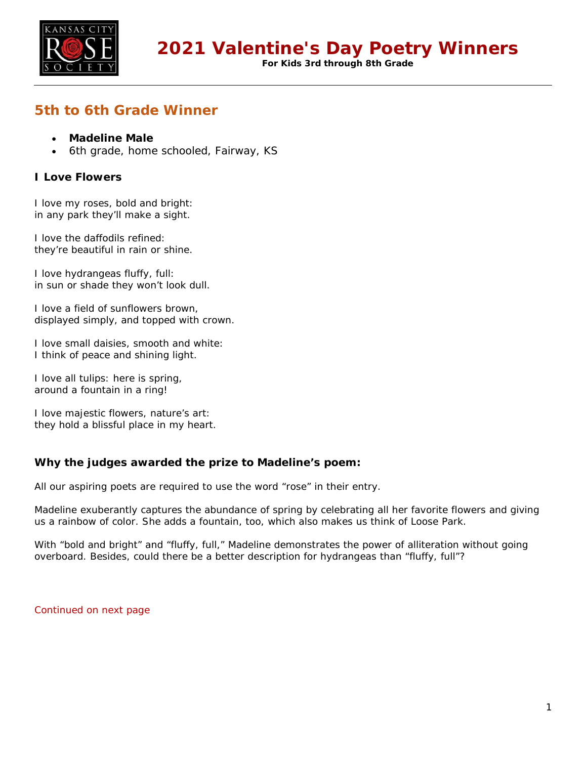# 2021 Valentine's Day Poetry Winners

**For Kids 3rd through 8th Grade**

## 5th to 6th Grade Winner

- **Madeline Male**
- 6th grade, home schooled, Fairway, KS

### I Love Flowers

I love my roses, bold and bright:  
in any park they'll make a sight.

I love the daffodils refined:  
they're beautiful in rain or shine.

I love hydrangeas fluffy, full:  
in sun or shade they won't look dull.

I love a field of sunflowers brown,  
displayed simply, and topped with crown.

I love small daisies, smooth and white:  
I think of peace and shining light.

I love all tulips: here is spring,  
around a fountain in a ring!

I love majestic flowers, nature's art:  
they hold a blissful place in my heart.

### Why the judges awarded the prize to Madeline's poem:

All our aspiring poets are required to use the word "rose" in their entry.

Madeline exuberantly captures the abundance of spring by celebrating all her favorite flowers and giving us a rainbow of color. She adds a fountain, too, which also makes us think of Loose Park.

With "bold and bright" and "fluffy, full," Madeline demonstrates the power of alliteration without going overboard. Besides, could there be a better description for hydrangeas than "fluffy, full"?

Continued on next page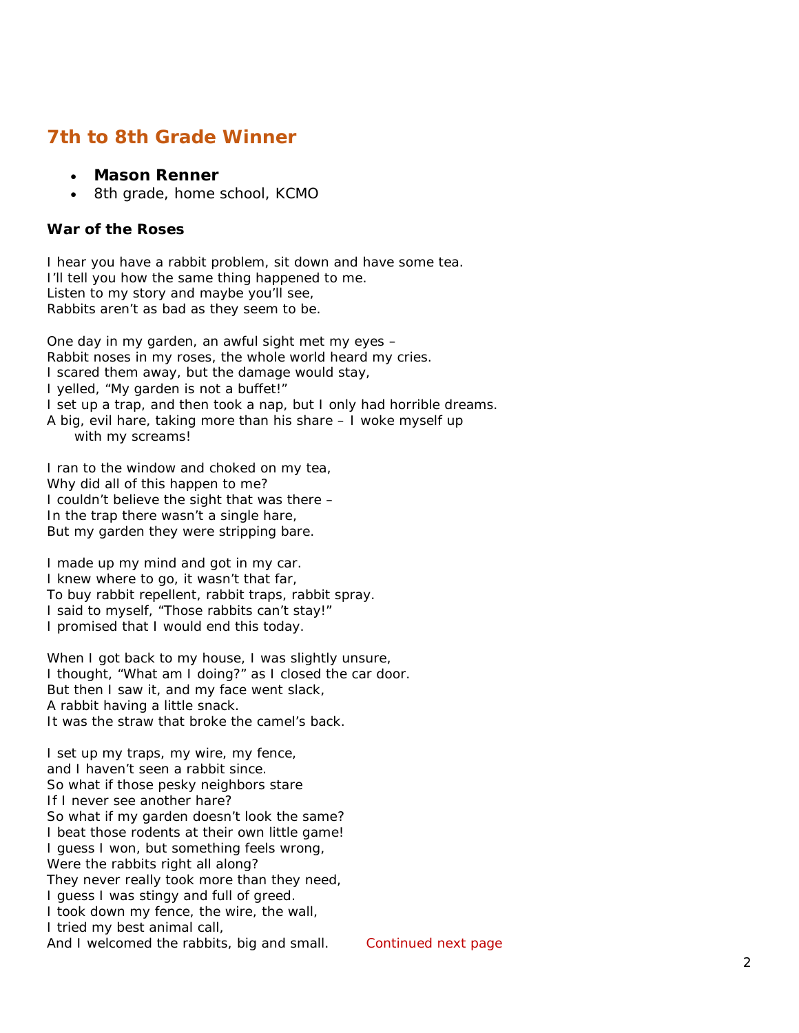## 7th to 8th Grade Winner

- **Mason Renner**
- 8th grade, home school, KCMO

### War of the Roses

I hear you have a rabbit problem, sit down and have some tea.  
I'll tell you how the same thing happened to me.  
Listen to my story and maybe you'll see,  
Rabbits aren't as bad as they seem to be.

One day in my garden, an awful sight met my eyes –  
Rabbit noses in my roses, the whole world heard my cries.  
I scared them away, but the damage would stay,  
I yelled, "My garden is not a buffet!"  
I set up a trap, and then took a nap, but I only had horrible dreams.  
A big, evil hare, taking more than his share – I woke myself up with my screams!

I ran to the window and choked on my tea,  
Why did all of this happen to me?  
I couldn't believe the sight that was there –  
In the trap there wasn't a single hare,  
But my garden they were stripping bare.

I made up my mind and got in my car.  
I knew where to go, it wasn't that far,  
To buy rabbit repellent, rabbit traps, rabbit spray.  
I said to myself, "Those rabbits can't stay!"  
I promised that I would end this today.

When I got back to my house, I was slightly unsure,  
I thought, "What am I doing?" as I closed the car door.  
But then I saw it, and my face went slack,  
A rabbit having a little snack.  
It was the straw that broke the camel's back.

I set up my traps, my wire, my fence,  
and I haven't seen a rabbit since.  
So what if those pesky neighbors stare  
If I never see another hare?  
So what if my garden doesn't look the same?  
I beat those rodents at their own little game!  
I guess I won, but something feels wrong,  
Were the rabbits right all along?  
They never really took more than they need,  
I guess I was stingy and full of greed.  
I took down my fence, the wire, the wall,  
I tried my best animal call,  
And I welcomed the rabbits, big and small.

Continued next page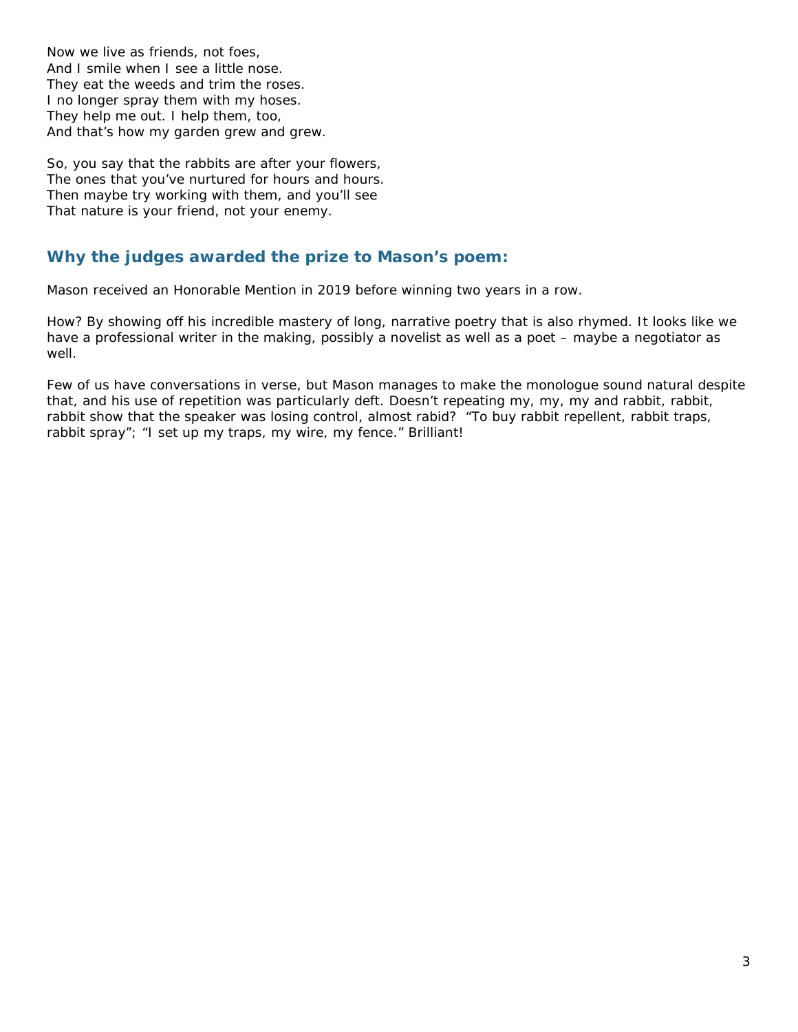Now we live as friends, not foes,  
And I smile when I see a little nose.  
They eat the weeds and trim the roses.  
I no longer spray them with my hoses.  
They help me out. I help them, too,  
And that's how my garden grew and grew.

So, you say that the rabbits are after your flowers,  
The ones that you've nurtured for hours and hours.  
Then maybe try working with them, and you'll see  
That nature is your friend, not your enemy.

## Why the judges awarded the prize to Mason's poem:

Mason received an Honorable Mention in 2019 before winning two years in a row.

How? By showing off his incredible mastery of long, narrative poetry that is also rhymed. It looks like we have a professional writer in the making, possibly a novelist as well as a poet – maybe a negotiator as well.

Few of us have conversations in verse, but Mason manages to make the monologue sound natural despite that, and his use of repetition was particularly deft. Doesn't repeating my, my, my and rabbit, rabbit, rabbit show that the speaker was losing control, almost rabid? "To buy rabbit repellent, rabbit traps, rabbit spray"; "I set up my traps, my wire, my fence." Brilliant!